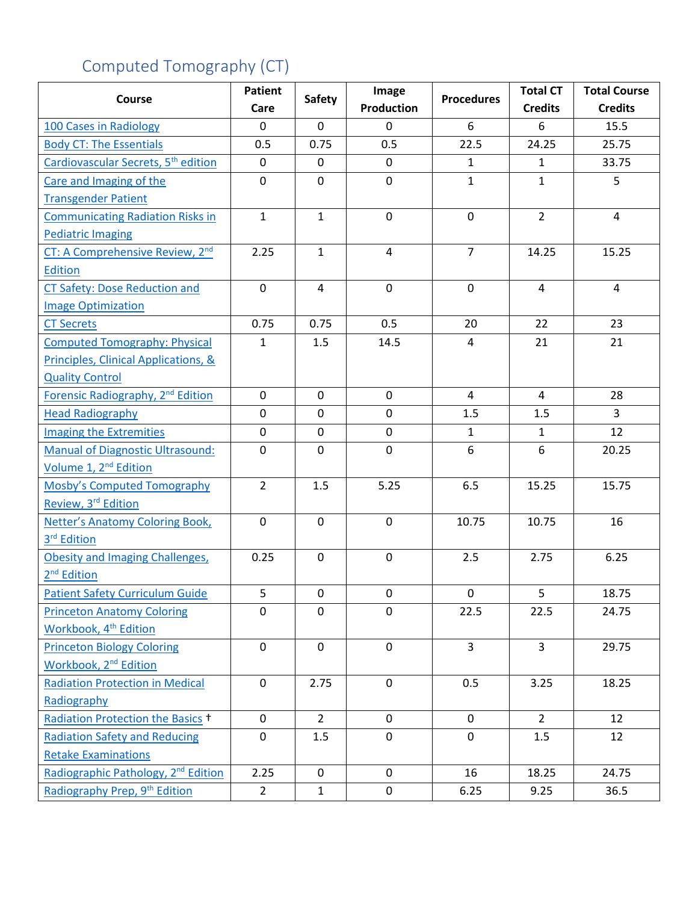## Computed Tomography (CT)

| Course | Patient Care | Safety | Image Production | Procedures | Total CT Credits | Total Course Credits |
|---|---|---|---|---|---|---|
| 100 Cases in Radiology | 0 | 0 | 0 | 6 | 6 | 15.5 |
| Body CT: The Essentials | 0.5 | 0.75 | 0.5 | 22.5 | 24.25 | 25.75 |
| Cardiovascular Secrets, 5th edition | 0 | 0 | 0 | 1 | 1 | 33.75 |
| Care and Imaging of the Transgender Patient | 0 | 0 | 0 | 1 | 1 | 5 |
| Communicating Radiation Risks in Pediatric Imaging | 1 | 1 | 0 | 0 | 2 | 4 |
| CT: A Comprehensive Review, 2nd Edition | 2.25 | 1 | 4 | 7 | 14.25 | 15.25 |
| CT Safety: Dose Reduction and Image Optimization | 0 | 4 | 0 | 0 | 4 | 4 |
| CT Secrets | 0.75 | 0.75 | 0.5 | 20 | 22 | 23 |
| Computed Tomography: Physical Principles, Clinical Applications, & Quality Control | 1 | 1.5 | 14.5 | 4 | 21 | 21 |
| Forensic Radiography, 2nd Edition | 0 | 0 | 0 | 4 | 4 | 28 |
| Head Radiography | 0 | 0 | 0 | 1.5 | 1.5 | 3 |
| Imaging the Extremities | 0 | 0 | 0 | 1 | 1 | 12 |
| Manual of Diagnostic Ultrasound: Volume 1, 2nd Edition | 0 | 0 | 0 | 6 | 6 | 20.25 |
| Mosby's Computed Tomography Review, 3rd Edition | 2 | 1.5 | 5.25 | 6.5 | 15.25 | 15.75 |
| Netter's Anatomy Coloring Book, 3rd Edition | 0 | 0 | 0 | 10.75 | 10.75 | 16 |
| Obesity and Imaging Challenges, 2nd Edition | 0.25 | 0 | 0 | 2.5 | 2.75 | 6.25 |
| Patient Safety Curriculum Guide | 5 | 0 | 0 | 0 | 5 | 18.75 |
| Princeton Anatomy Coloring Workbook, 4th Edition | 0 | 0 | 0 | 22.5 | 22.5 | 24.75 |
| Princeton Biology Coloring Workbook, 2nd Edition | 0 | 0 | 0 | 3 | 3 | 29.75 |
| Radiation Protection in Medical Radiography | 0 | 2.75 | 0 | 0.5 | 3.25 | 18.25 |
| Radiation Protection the Basics † | 0 | 2 | 0 | 0 | 2 | 12 |
| Radiation Safety and Reducing Retake Examinations | 0 | 1.5 | 0 | 0 | 1.5 | 12 |
| Radiographic Pathology, 2nd Edition | 2.25 | 0 | 0 | 16 | 18.25 | 24.75 |
| Radiography Prep, 9th Edition | 2 | 1 | 0 | 6.25 | 9.25 | 36.5 |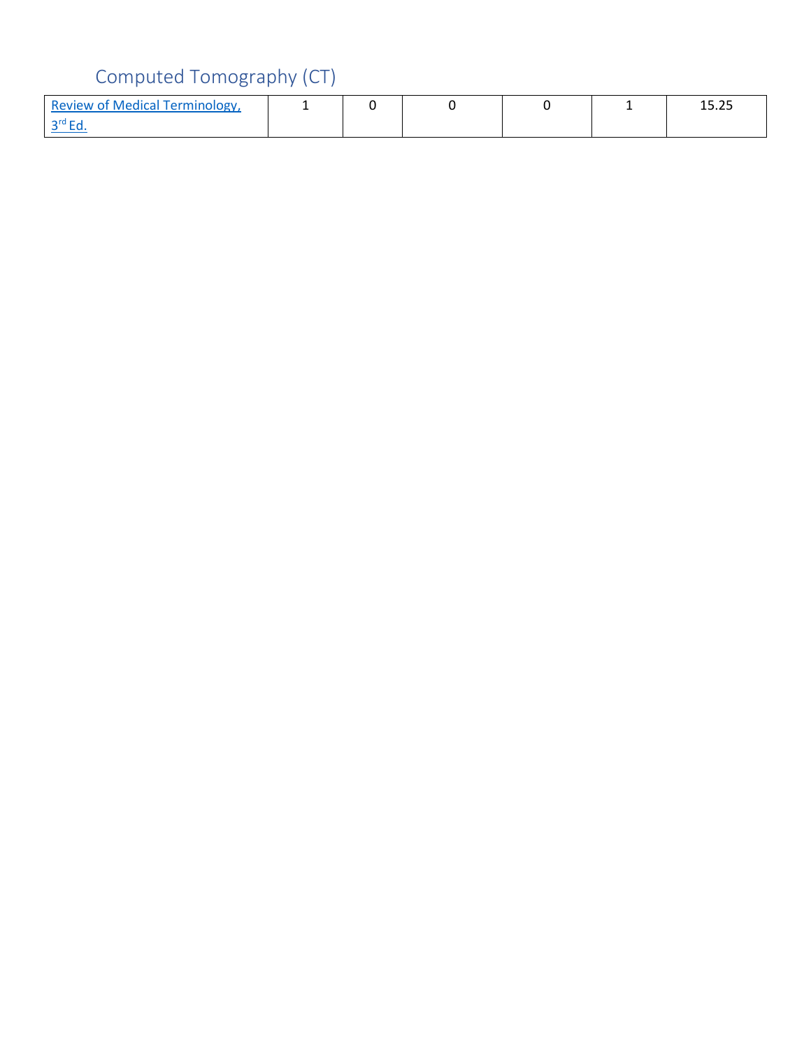## Computed Tomography (CT)

| | | | | | | |
|---|---|---|---|---|---|---|
| Review of Medical Terminology, 3rd Ed. | 1 | 0 | 0 | 0 | 1 | 15.25 |